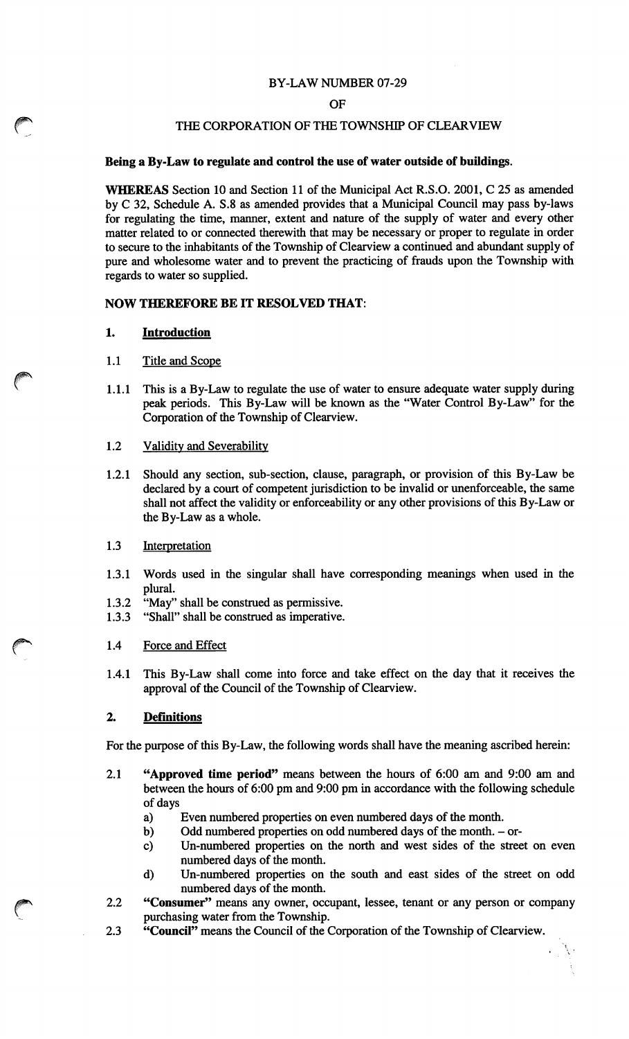BY-LAW NUMBER 07-29

OF

THE CORPORATION OF THE TOWNSHIP OF CLEARVIEW

**Being a By-Law to regulate and control the use of water outside of buildings.**

**WHEREAS** Section 10 and Section 11 of the Municipal Act R.S.O. 2001, C 25 as amended by C 32, Schedule A. S.8 as amended provides that a Municipal Council may pass by-laws for regulating the time, manner, extent and nature of the supply of water and every other matter related to or connected therewith that may be necessary or proper to regulate in order to secure to the inhabitants of the Township of Clearview a continued and abundant supply of pure and wholesome water and to prevent the practicing of frauds upon the Township with regards to water so supplied.

**NOW THEREFORE BE IT RESOLVED THAT:**

## 1. Introduction

1.1 Title and Scope

1.1.1 This is a By-Law to regulate the use of water to ensure adequate water supply during peak periods. This By-Law will be known as the "Water Control By-Law" for the Corporation of the Township of Clearview.

1.2 Validity and Severability

1.2.1 Should any section, sub-section, clause, paragraph, or provision of this By-Law be declared by a court of competent jurisdiction to be invalid or unenforceable, the same shall not affect the validity or enforceability or any other provisions of this By-Law or the By-Law as a whole.

1.3 Interpretation

1.3.1 Words used in the singular shall have corresponding meanings when used in the plural.

1.3.2 "May" shall be construed as permissive.

1.3.3 "Shall" shall be construed as imperative.

1.4 Force and Effect

1.4.1 This By-Law shall come into force and take effect on the day that it receives the approval of the Council of the Township of Clearview.

## 2. Definitions

For the purpose of this By-Law, the following words shall have the meaning ascribed herein:

2.1 **"Approved time period"** means between the hours of 6:00 am and 9:00 am and between the hours of 6:00 pm and 9:00 pm in accordance with the following schedule of days

- a) Even numbered properties on even numbered days of the month.
- b) Odd numbered properties on odd numbered days of the month. – or-
- c) Un-numbered properties on the north and west sides of the street on even numbered days of the month.
- d) Un-numbered properties on the south and east sides of the street on odd numbered days of the month.

2.2 **"Consumer"** means any owner, occupant, lessee, tenant or any person or company purchasing water from the Township.

2.3 **"Council"** means the Council of the Corporation of the Township of Clearview.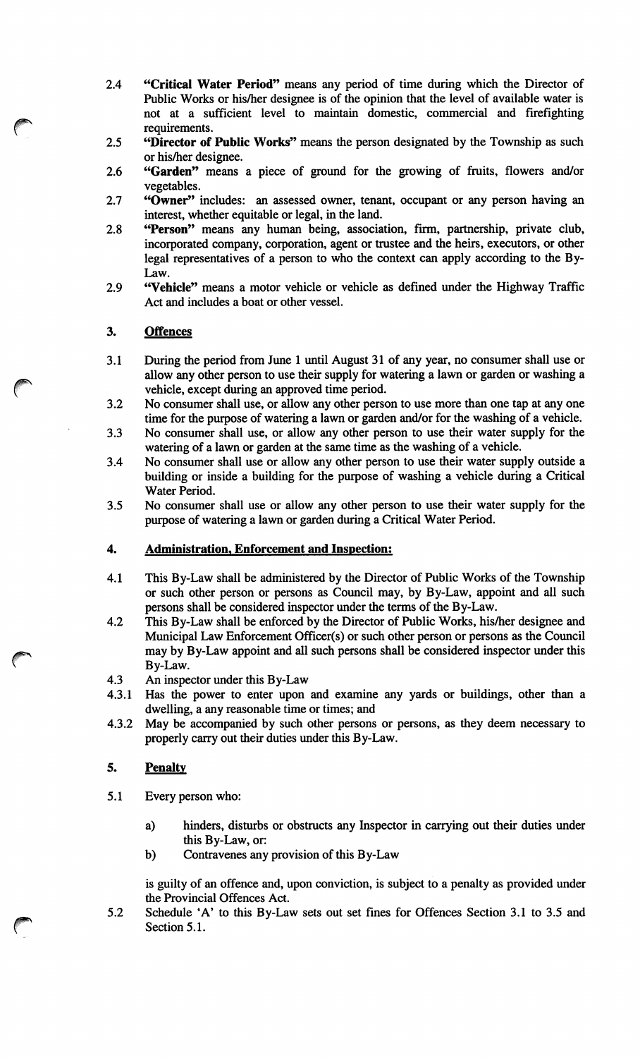2.4 **"Critical Water Period"** means any period of time during which the Director of Public Works or his/her designee is of the opinion that the level of available water is not at a sufficient level to maintain domestic, commercial and firefighting requirements.

2.5 **"Director of Public Works"** means the person designated by the Township as such or his/her designee.

2.6 **"Garden"** means a piece of ground for the growing of fruits, flowers and/or vegetables.

2.7 **"Owner"** includes: an assessed owner, tenant, occupant or any person having an interest, whether equitable or legal, in the land.

2.8 **"Person"** means any human being, association, firm, partnership, private club, incorporated company, corporation, agent or trustee and the heirs, executors, or other legal representatives of a person to who the context can apply according to the By-Law.

2.9 **"Vehicle"** means a motor vehicle or vehicle as defined under the Highway Traffic Act and includes a boat or other vessel.

## 3. Offences

3.1 During the period from June 1 until August 31 of any year, no consumer shall use or allow any other person to use their supply for watering a lawn or garden or washing a vehicle, except during an approved time period.

3.2 No consumer shall use, or allow any other person to use more than one tap at any one time for the purpose of watering a lawn or garden and/or for the washing of a vehicle.

3.3 No consumer shall use, or allow any other person to use their water supply for the watering of a lawn or garden at the same time as the washing of a vehicle.

3.4 No consumer shall use or allow any other person to use their water supply outside a building or inside a building for the purpose of washing a vehicle during a Critical Water Period.

3.5 No consumer shall use or allow any other person to use their water supply for the purpose of watering a lawn or garden during a Critical Water Period.

## 4. Administration, Enforcement and Inspection:

4.1 This By-Law shall be administered by the Director of Public Works of the Township or such other person or persons as Council may, by By-Law, appoint and all such persons shall be considered inspector under the terms of the By-Law.

4.2 This By-Law shall be enforced by the Director of Public Works, his/her designee and Municipal Law Enforcement Officer(s) or such other person or persons as the Council may by By-Law appoint and all such persons shall be considered inspector under this By-Law.

4.3 An inspector under this By-Law

4.3.1 Has the power to enter upon and examine any yards or buildings, other than a dwelling, a any reasonable time or times; and

4.3.2 May be accompanied by such other persons or persons, as they deem necessary to properly carry out their duties under this By-Law.

## 5. Penalty

5.1 Every person who:

a) hinders, disturbs or obstructs any Inspector in carrying out their duties under this By-Law, or:

b) Contravenes any provision of this By-Law

is guilty of an offence and, upon conviction, is subject to a penalty as provided under the Provincial Offences Act.

5.2 Schedule 'A' to this By-Law sets out set fines for Offences Section 3.1 to 3.5 and Section 5.1.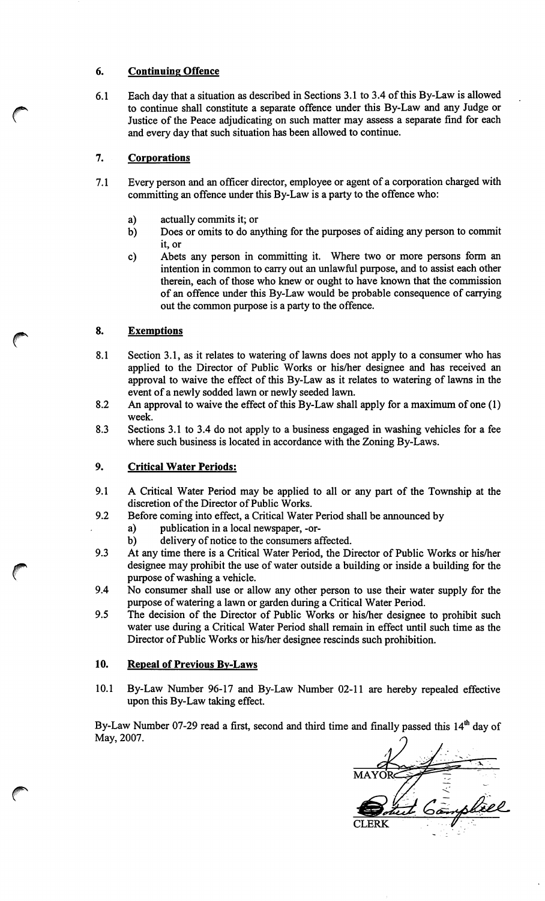## 6. Continuing Offence

6.1 Each day that a situation as described in Sections 3.1 to 3.4 of this By-Law is allowed to continue shall constitute a separate offence under this By-Law and any Judge or Justice of the Peace adjudicating on such matter may assess a separate find for each and every day that such situation has been allowed to continue.

## 7. Corporations

7.1 Every person and an officer director, employee or agent of a corporation charged with committing an offence under this By-Law is a party to the offence who:

a) actually commits it; or

b) Does or omits to do anything for the purposes of aiding any person to commit it, or

c) Abets any person in committing it. Where two or more persons form an intention in common to carry out an unlawful purpose, and to assist each other therein, each of those who knew or ought to have known that the commission of an offence under this By-Law would be probable consequence of carrying out the common purpose is a party to the offence.

## 8. Exemptions

8.1 Section 3.1, as it relates to watering of lawns does not apply to a consumer who has applied to the Director of Public Works or his/her designee and has received an approval to waive the effect of this By-Law as it relates to watering of lawns in the event of a newly sodded lawn or newly seeded lawn.

8.2 An approval to waive the effect of this By-Law shall apply for a maximum of one (1) week.

8.3 Sections 3.1 to 3.4 do not apply to a business engaged in washing vehicles for a fee where such business is located in accordance with the Zoning By-Laws.

## 9. Critical Water Periods:

9.1 A Critical Water Period may be applied to all or any part of the Township at the discretion of the Director of Public Works.

9.2 Before coming into effect, a Critical Water Period shall be announced by

a) publication in a local newspaper, -or-

b) delivery of notice to the consumers affected.

9.3 At any time there is a Critical Water Period, the Director of Public Works or his/her designee may prohibit the use of water outside a building or inside a building for the purpose of washing a vehicle.

9.4 No consumer shall use or allow any other person to use their water supply for the purpose of watering a lawn or garden during a Critical Water Period.

9.5 The decision of the Director of Public Works or his/her designee to prohibit such water use during a Critical Water Period shall remain in effect until such time as the Director of Public Works or his/her designee rescinds such prohibition.

## 10. Repeal of Previous By-Laws

10.1 By-Law Number 96-17 and By-Law Number 02-11 are hereby repealed effective upon this By-Law taking effect.

By-Law Number 07-29 read a first, second and third time and finally passed this 14th day of May, 2007.

MAYOR

Robert Campbell

CLERK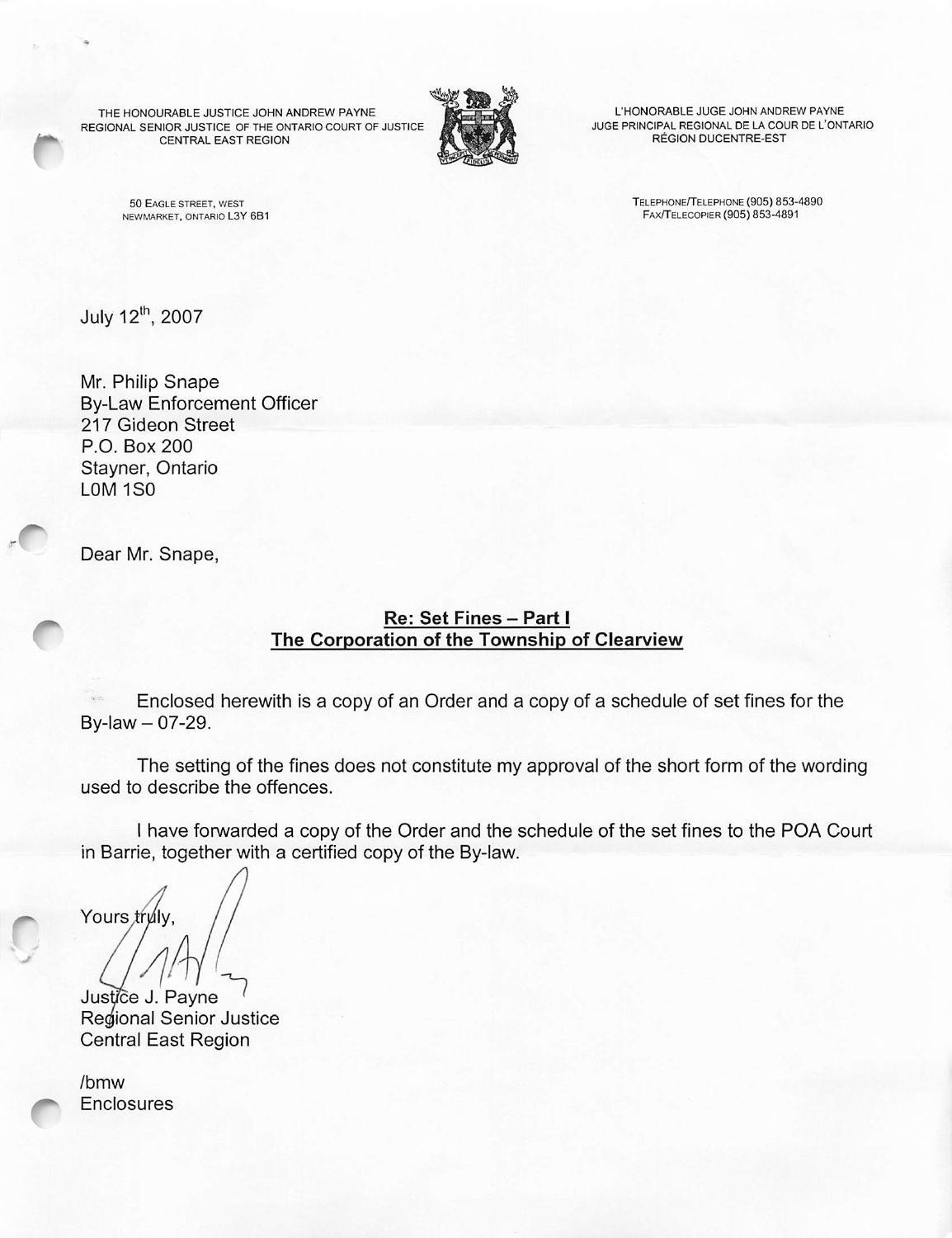THE HONOURABLE JUSTICE JOHN ANDREW PAYNE
REGIONAL SENIOR JUSTICE OF THE ONTARIO COURT OF JUSTICE
CENTRAL EAST REGION

L'HONORABLE JUGE JOHN ANDREW PAYNE
JUGE PRINCIPAL REGIONAL DE LA COUR DE L'ONTARIO
RÉGION DUCENTRE-EST

50 EAGLE STREET, WEST
NEWMARKET, ONTARIO L3Y 6B1

TELEPHONE/TELEPHONE (905) 853-4890
FAX/TELECOPIER (905) 853-4891

July 12th, 2007

Mr. Philip Snape
By-Law Enforcement Officer
217 Gideon Street
P.O. Box 200
Stayner, Ontario
L0M 1S0

Dear Mr. Snape,

**Re: Set Fines – Part I**
**The Corporation of the Township of Clearview**

Enclosed herewith is a copy of an Order and a copy of a schedule of set fines for the By-law – 07-29.

The setting of the fines does not constitute my approval of the short form of the wording used to describe the offences.

I have forwarded a copy of the Order and the schedule of the set fines to the POA Court in Barrie, together with a certified copy of the By-law.

Yours truly,

Justice J. Payne
Regional Senior Justice
Central East Region

/bmw
Enclosures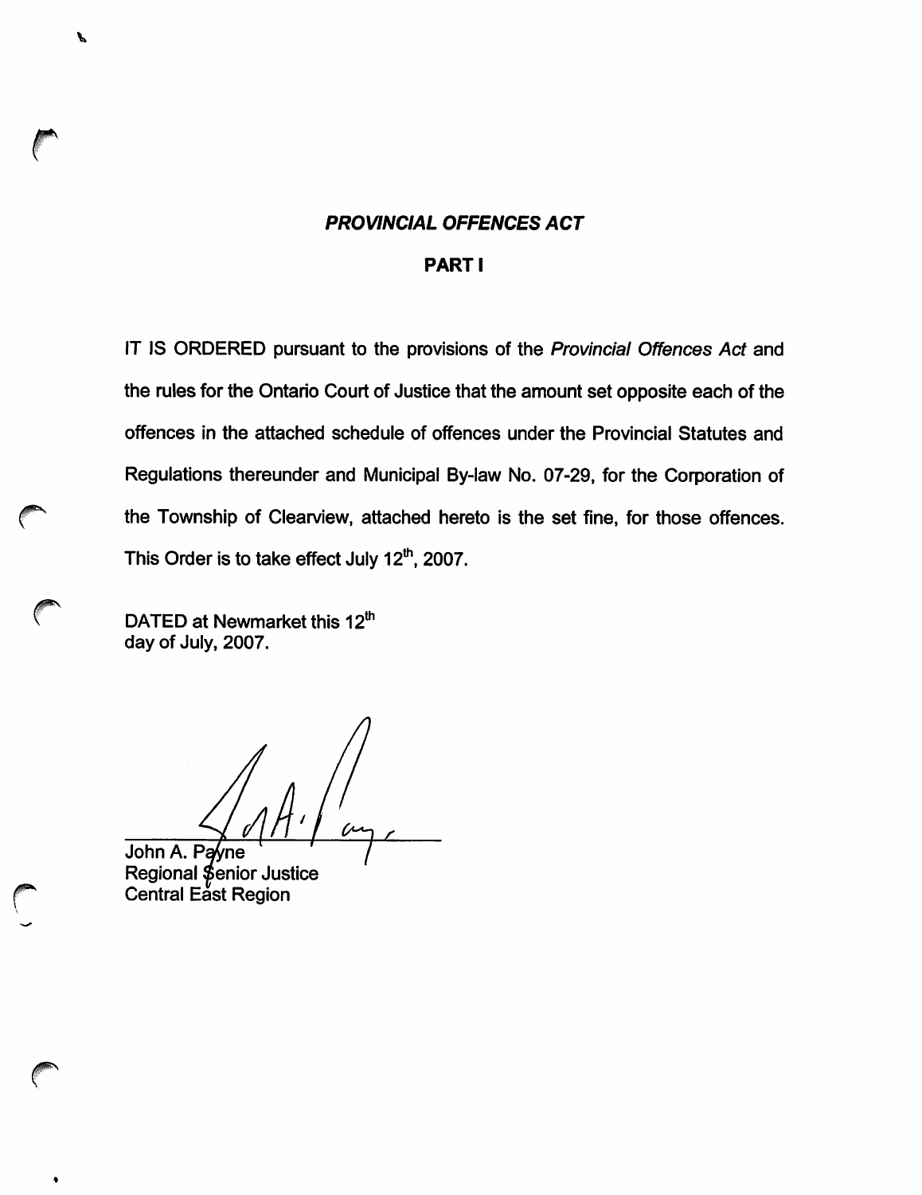***PROVINCIAL OFFENCES ACT***

**PART I**

IT IS ORDERED pursuant to the provisions of the *Provincial Offences Act* and the rules for the Ontario Court of Justice that the amount set opposite each of the offences in the attached schedule of offences under the Provincial Statutes and Regulations thereunder and Municipal By-law No. 07-29, for the Corporation of the Township of Clearview, attached hereto is the set fine, for those offences. This Order is to take effect July 12th, 2007.

DATED at Newmarket this 12th day of July, 2007.

John A. Payne
Regional Senior Justice
Central East Region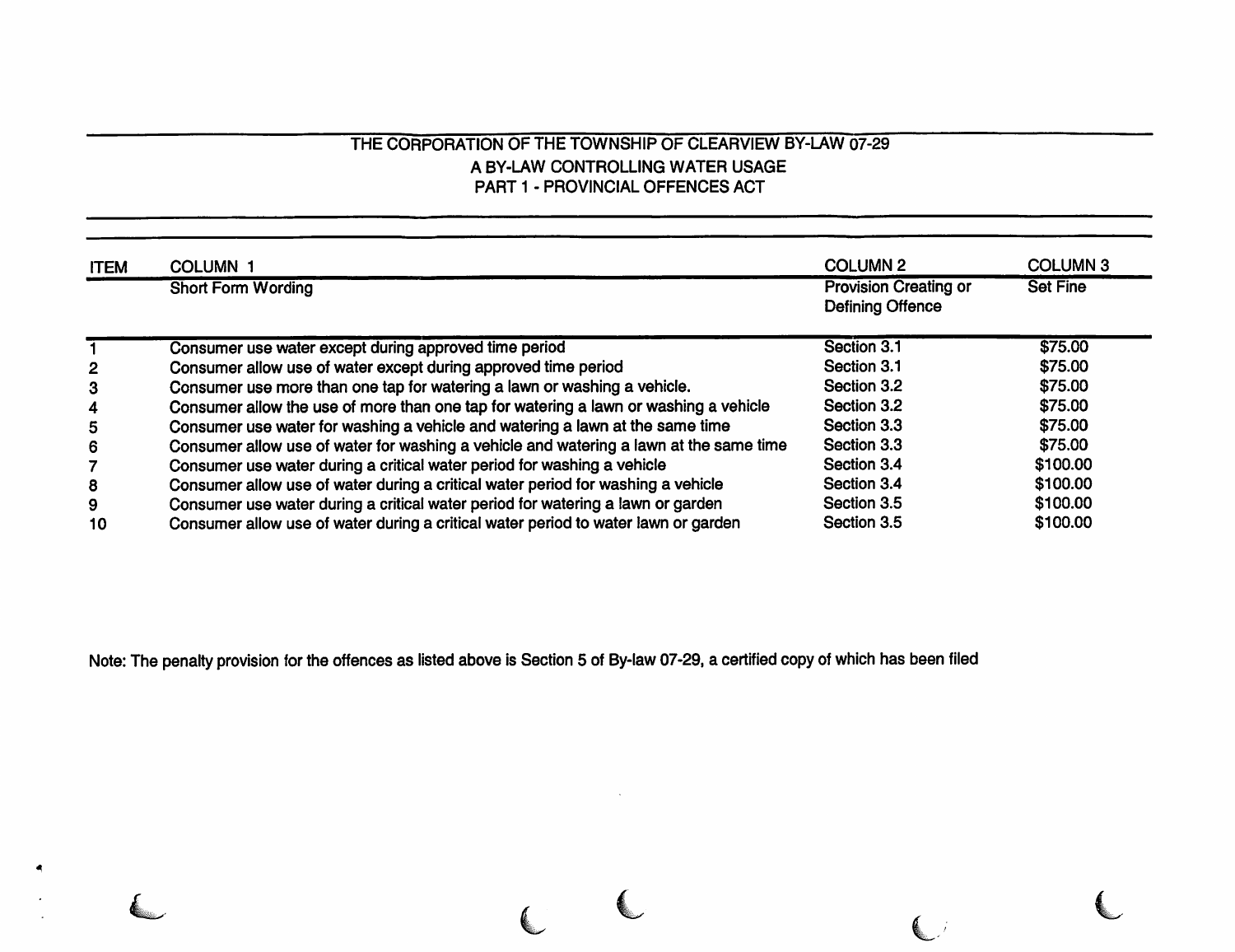# THE CORPORATION OF THE TOWNSHIP OF CLEARVIEW BY-LAW 07-29

## A BY-LAW CONTROLLING WATER USAGE

## PART 1 - PROVINCIAL OFFENCES ACT

| ITEM | COLUMN 1<br>Short Form Wording | COLUMN 2<br>Provision Creating or Defining Offence | COLUMN 3<br>Set Fine |
|---|---|---|---|
| 1 | Consumer use water except during approved time period | Section 3.1 | $75.00 |
| 2 | Consumer allow use of water except during approved time period | Section 3.1 | $75.00 |
| 3 | Consumer use more than one tap for watering a lawn or washing a vehicle. | Section 3.2 | $75.00 |
| 4 | Consumer allow the use of more than one tap for watering a lawn or washing a vehicle | Section 3.2 | $75.00 |
| 5 | Consumer use water for washing a vehicle and watering a lawn at the same time | Section 3.3 | $75.00 |
| 6 | Consumer allow use of water for washing a vehicle and watering a lawn at the same time | Section 3.3 | $75.00 |
| 7 | Consumer use water during a critical water period for washing a vehicle | Section 3.4 | $100.00 |
| 8 | Consumer allow use of water during a critical water period for washing a vehicle | Section 3.4 | $100.00 |
| 9 | Consumer use water during a critical water period for watering a lawn or garden | Section 3.5 | $100.00 |
| 10 | Consumer allow use of water during a critical water period to water lawn or garden | Section 3.5 | $100.00 |

Note: The penalty provision for the offences as listed above is Section 5 of By-law 07-29, a certified copy of which has been filed